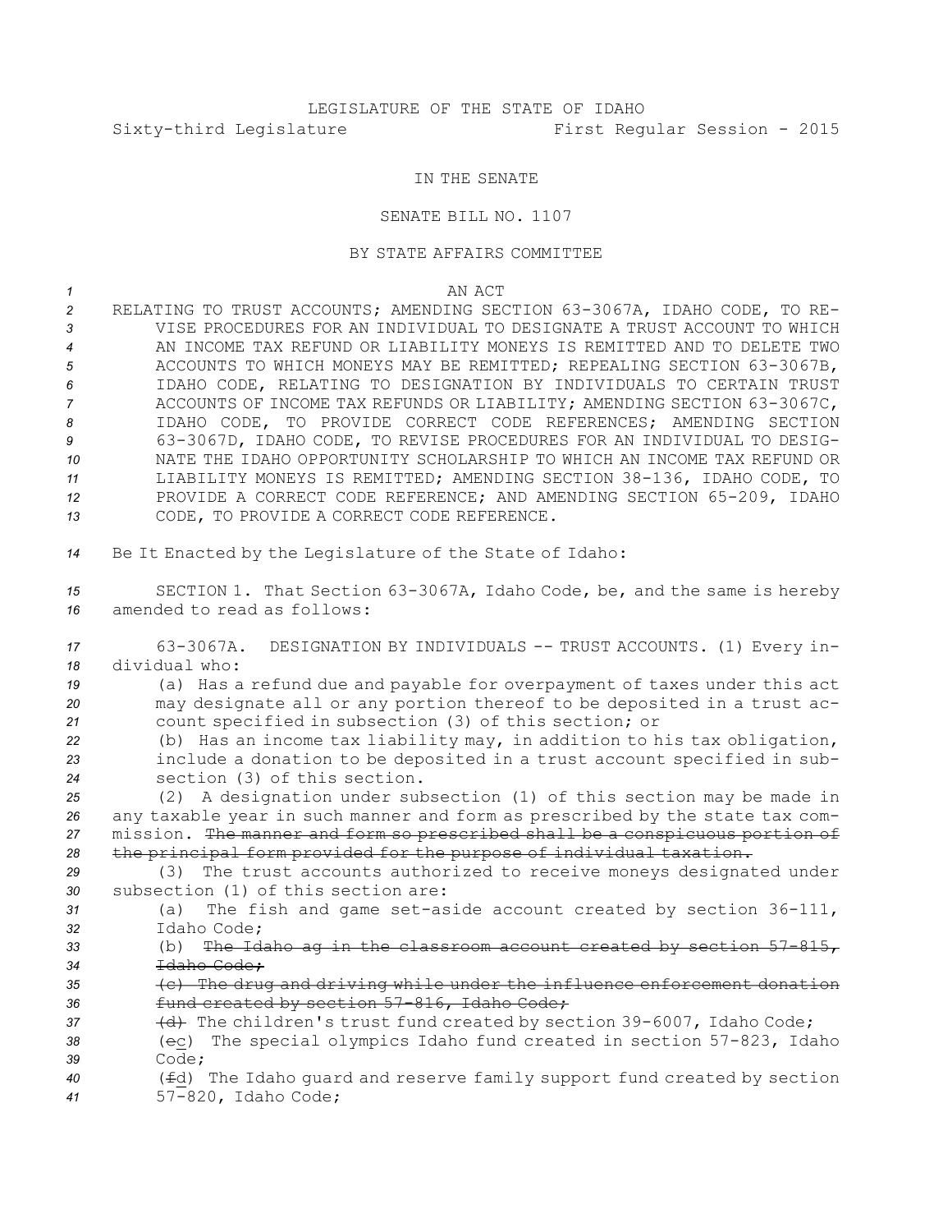LEGISLATURE OF THE STATE OF IDAHO

Sixty-third Legislature First Regular Session - 2015

IN THE SENATE

SENATE BILL NO. 1107

BY STATE AFFAIRS COMMITTEE

AN ACT

RELATING TO TRUST ACCOUNTS; AMENDING SECTION 63-3067A, IDAHO CODE, TO REVISE PROCEDURES FOR AN INDIVIDUAL TO DESIGNATE A TRUST ACCOUNT TO WHICH AN INCOME TAX REFUND OR LIABILITY MONEYS IS REMITTED AND TO DELETE TWO ACCOUNTS TO WHICH MONEYS MAY BE REMITTED; REPEALING SECTION 63-3067B, IDAHO CODE, RELATING TO DESIGNATION BY INDIVIDUALS TO CERTAIN TRUST ACCOUNTS OF INCOME TAX REFUNDS OR LIABILITY; AMENDING SECTION 63-3067C, IDAHO CODE, TO PROVIDE CORRECT CODE REFERENCES; AMENDING SECTION 63-3067D, IDAHO CODE, TO REVISE PROCEDURES FOR AN INDIVIDUAL TO DESIGNATE THE IDAHO OPPORTUNITY SCHOLARSHIP TO WHICH AN INCOME TAX REFUND OR LIABILITY MONEYS IS REMITTED; AMENDING SECTION 38-136, IDAHO CODE, TO PROVIDE A CORRECT CODE REFERENCE; AND AMENDING SECTION 65-209, IDAHO CODE, TO PROVIDE A CORRECT CODE REFERENCE.

Be It Enacted by the Legislature of the State of Idaho:

SECTION 1. That Section 63-3067A, Idaho Code, be, and the same is hereby amended to read as follows:

63-3067A. DESIGNATION BY INDIVIDUALS -- TRUST ACCOUNTS. (1) Every individual who:

(a) Has a refund due and payable for overpayment of taxes under this act may designate all or any portion thereof to be deposited in a trust account specified in subsection (3) of this section; or

(b) Has an income tax liability may, in addition to his tax obligation, include a donation to be deposited in a trust account specified in subsection (3) of this section.

(2) A designation under subsection (1) of this section may be made in any taxable year in such manner and form as prescribed by the state tax commission. ~~The manner and form so prescribed shall be a conspicuous portion of the principal form provided for the purpose of individual taxation.~~

(3) The trust accounts authorized to receive moneys designated under subsection (1) of this section are:

(a) The fish and game set-aside account created by section 36-111, Idaho Code;

(b) ~~The Idaho ag in the classroom account created by section 57-815, Idaho Code;~~

~~(c) The drug and driving while under the influence enforcement donation fund created by section 57-816, Idaho Code;~~

~~(d)~~ The children's trust fund created by section 39-6007, Idaho Code;

(~~e~~c) The special olympics Idaho fund created in section 57-823, Idaho Code;

(~~f~~d) The Idaho guard and reserve family support fund created by section 57-820, Idaho Code;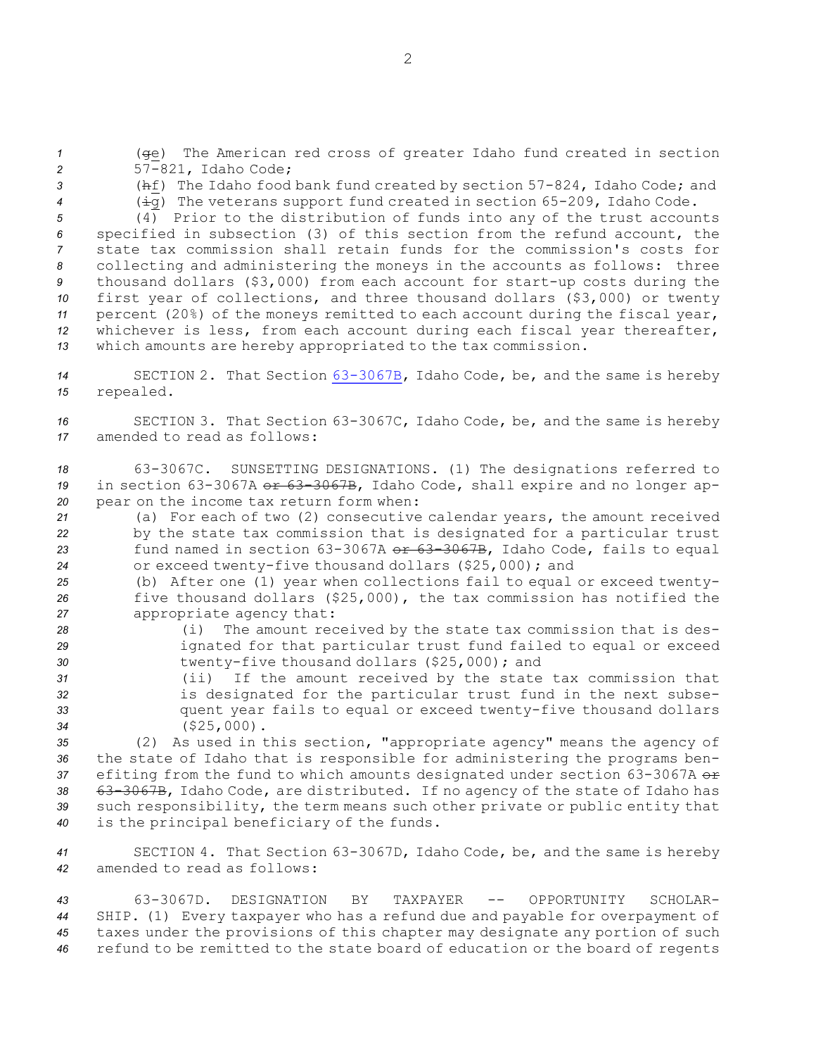(~~g~~e) The American red cross of greater Idaho fund created in section 57-821, Idaho Code;

(~~h~~f) The Idaho food bank fund created by section 57-824, Idaho Code; and

(~~i~~g) The veterans support fund created in section 65-209, Idaho Code.

(4) Prior to the distribution of funds into any of the trust accounts specified in subsection (3) of this section from the refund account, the state tax commission shall retain funds for the commission's costs for collecting and administering the moneys in the accounts as follows: three thousand dollars ($3,000) from each account for start-up costs during the first year of collections, and three thousand dollars ($3,000) or twenty percent (20%) of the moneys remitted to each account during the fiscal year, whichever is less, from each account during each fiscal year thereafter, which amounts are hereby appropriated to the tax commission.

SECTION 2. That Section 63-3067B, Idaho Code, be, and the same is hereby repealed.

SECTION 3. That Section 63-3067C, Idaho Code, be, and the same is hereby amended to read as follows:

63-3067C. SUNSETTING DESIGNATIONS. (1) The designations referred to in section 63-3067A ~~or 63-3067B~~, Idaho Code, shall expire and no longer appear on the income tax return form when:

(a) For each of two (2) consecutive calendar years, the amount received by the state tax commission that is designated for a particular trust fund named in section 63-3067A ~~or 63-3067B~~, Idaho Code, fails to equal or exceed twenty-five thousand dollars ($25,000); and

(b) After one (1) year when collections fail to equal or exceed twenty-five thousand dollars ($25,000), the tax commission has notified the appropriate agency that:

(i) The amount received by the state tax commission that is designated for that particular trust fund failed to equal or exceed twenty-five thousand dollars ($25,000); and

(ii) If the amount received by the state tax commission that is designated for the particular trust fund in the next subsequent year fails to equal or exceed twenty-five thousand dollars ($25,000).

(2) As used in this section, "appropriate agency" means the agency of the state of Idaho that is responsible for administering the programs benefiting from the fund to which amounts designated under section 63-3067A ~~or 63-3067B~~, Idaho Code, are distributed. If no agency of the state of Idaho has such responsibility, the term means such other private or public entity that is the principal beneficiary of the funds.

SECTION 4. That Section 63-3067D, Idaho Code, be, and the same is hereby amended to read as follows:

63-3067D. DESIGNATION BY TAXPAYER -- OPPORTUNITY SCHOLARSHIP. (1) Every taxpayer who has a refund due and payable for overpayment of taxes under the provisions of this chapter may designate any portion of such refund to be remitted to the state board of education or the board of regents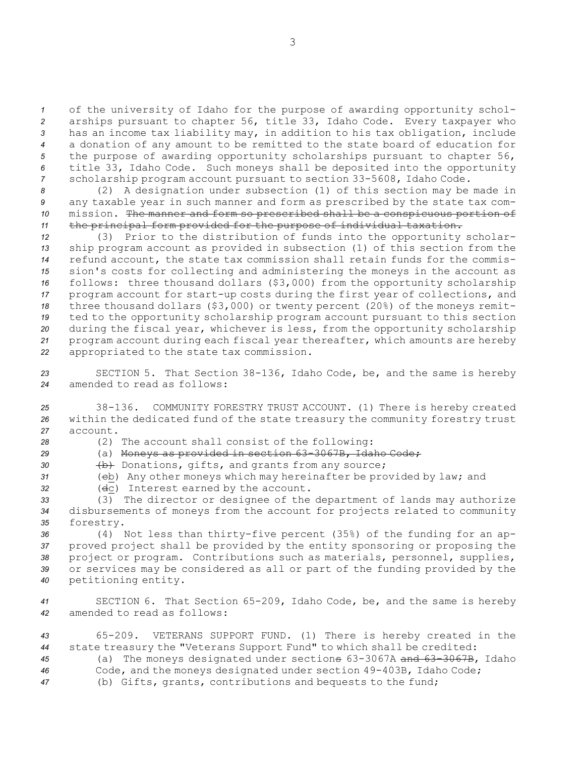of the university of Idaho for the purpose of awarding opportunity scholarships pursuant to chapter 56, title 33, Idaho Code. Every taxpayer who has an income tax liability may, in addition to his tax obligation, include a donation of any amount to be remitted to the state board of education for the purpose of awarding opportunity scholarships pursuant to chapter 56, title 33, Idaho Code. Such moneys shall be deposited into the opportunity scholarship program account pursuant to section 33-5608, Idaho Code.

(2) A designation under subsection (1) of this section may be made in any taxable year in such manner and form as prescribed by the state tax commission. ~~The manner and form so prescribed shall be a conspicuous portion of the principal form provided for the purpose of individual taxation.~~

(3) Prior to the distribution of funds into the opportunity scholarship program account as provided in subsection (1) of this section from the refund account, the state tax commission shall retain funds for the commission's costs for collecting and administering the moneys in the account as follows: three thousand dollars ($3,000) from the opportunity scholarship program account for start-up costs during the first year of collections, and three thousand dollars ($3,000) or twenty percent (20%) of the moneys remitted to the opportunity scholarship program account pursuant to this section during the fiscal year, whichever is less, from the opportunity scholarship program account during each fiscal year thereafter, which amounts are hereby appropriated to the state tax commission.

SECTION 5. That Section 38-136, Idaho Code, be, and the same is hereby amended to read as follows:

38-136. COMMUNITY FORESTRY TRUST ACCOUNT. (1) There is hereby created within the dedicated fund of the state treasury the community forestry trust account.

(2) The account shall consist of the following:

(a) ~~Moneys as provided in section 63-3067B, Idaho Code;~~

~~(b)~~ Donations, gifts, and grants from any source;

(~~c~~b) Any other moneys which may hereinafter be provided by law; and

(~~d~~c) Interest earned by the account.

(3) The director or designee of the department of lands may authorize disbursements of moneys from the account for projects related to community forestry.

(4) Not less than thirty-five percent (35%) of the funding for an approved project shall be provided by the entity sponsoring or proposing the project or program. Contributions such as materials, personnel, supplies, or services may be considered as all or part of the funding provided by the petitioning entity.

SECTION 6. That Section 65-209, Idaho Code, be, and the same is hereby amended to read as follows:

65-209. VETERANS SUPPORT FUND. (1) There is hereby created in the state treasury the "Veterans Support Fund" to which shall be credited:

(a) The moneys designated under section~~s~~ 63-3067A ~~and 63-3067B~~, Idaho Code, and the moneys designated under section 49-403B, Idaho Code;

(b) Gifts, grants, contributions and bequests to the fund;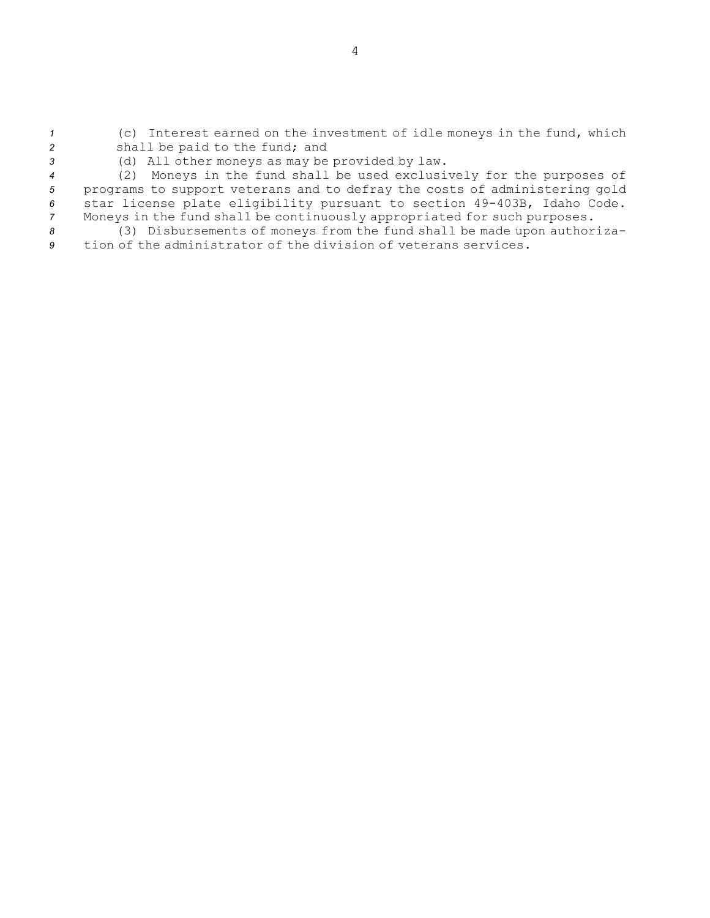(c) Interest earned on the investment of idle moneys in the fund, which shall be paid to the fund; and

(d) All other moneys as may be provided by law.

(2) Moneys in the fund shall be used exclusively for the purposes of programs to support veterans and to defray the costs of administering gold star license plate eligibility pursuant to section 49-403B, Idaho Code. Moneys in the fund shall be continuously appropriated for such purposes.

(3) Disbursements of moneys from the fund shall be made upon authorization of the administrator of the division of veterans services.